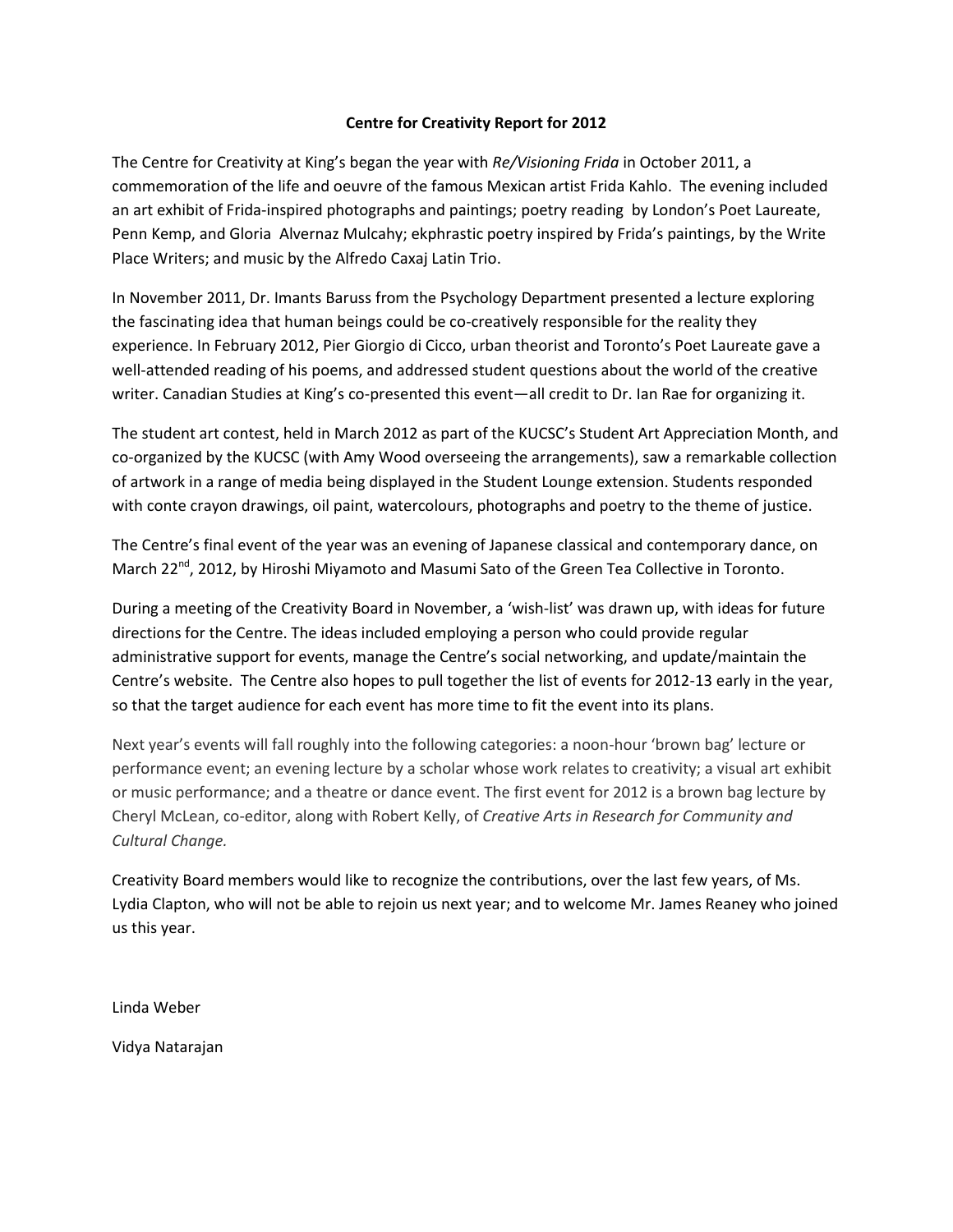**Centre for Creativity Report for 2012**

The Centre for Creativity at King's began the year with *Re/Visioning Frida* in October 2011, a commemoration of the life and oeuvre of the famous Mexican artist Frida Kahlo. The evening included an art exhibit of Frida-inspired photographs and paintings; poetry reading by London's Poet Laureate, Penn Kemp, and Gloria Alvernaz Mulcahy; ekphrastic poetry inspired by Frida's paintings, by the Write Place Writers; and music by the Alfredo Caxaj Latin Trio.

In November 2011, Dr. Imants Baruss from the Psychology Department presented a lecture exploring the fascinating idea that human beings could be co-creatively responsible for the reality they experience. In February 2012, Pier Giorgio di Cicco, urban theorist and Toronto's Poet Laureate gave a well-attended reading of his poems, and addressed student questions about the world of the creative writer. Canadian Studies at King's co-presented this event—all credit to Dr. Ian Rae for organizing it.

The student art contest, held in March 2012 as part of the KUCSC's Student Art Appreciation Month, and co-organized by the KUCSC (with Amy Wood overseeing the arrangements), saw a remarkable collection of artwork in a range of media being displayed in the Student Lounge extension. Students responded with conte crayon drawings, oil paint, watercolours, photographs and poetry to the theme of justice.

The Centre's final event of the year was an evening of Japanese classical and contemporary dance, on March 22nd, 2012, by Hiroshi Miyamoto and Masumi Sato of the Green Tea Collective in Toronto.

During a meeting of the Creativity Board in November, a 'wish-list' was drawn up, with ideas for future directions for the Centre. The ideas included employing a person who could provide regular administrative support for events, manage the Centre's social networking, and update/maintain the Centre's website. The Centre also hopes to pull together the list of events for 2012-13 early in the year, so that the target audience for each event has more time to fit the event into its plans.

Next year's events will fall roughly into the following categories: a noon-hour 'brown bag' lecture or performance event; an evening lecture by a scholar whose work relates to creativity; a visual art exhibit or music performance; and a theatre or dance event. The first event for 2012 is a brown bag lecture by Cheryl McLean, co-editor, along with Robert Kelly, of *Creative Arts in Research for Community and Cultural Change.*

Creativity Board members would like to recognize the contributions, over the last few years, of Ms. Lydia Clapton, who will not be able to rejoin us next year; and to welcome Mr. James Reaney who joined us this year.

Linda Weber

Vidya Natarajan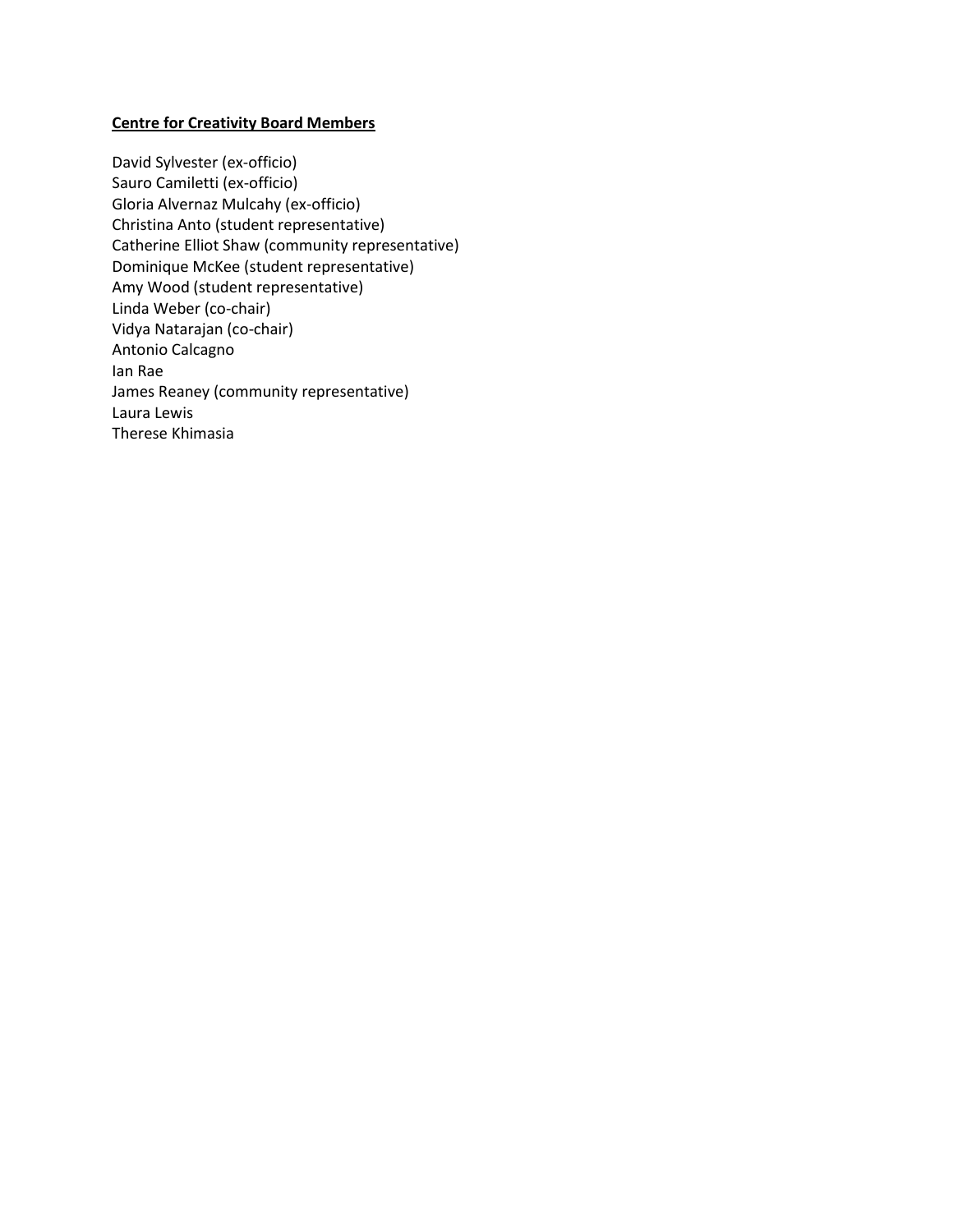**Centre for Creativity Board Members**

David Sylvester (ex-officio)
Sauro Camiletti (ex-officio)
Gloria Alvernaz Mulcahy (ex-officio)
Christina Anto (student representative)
Catherine Elliot Shaw (community representative)
Dominique McKee (student representative)
Amy Wood (student representative)
Linda Weber (co-chair)
Vidya Natarajan (co-chair)
Antonio Calcagno
Ian Rae
James Reaney (community representative)
Laura Lewis
Therese Khimasia